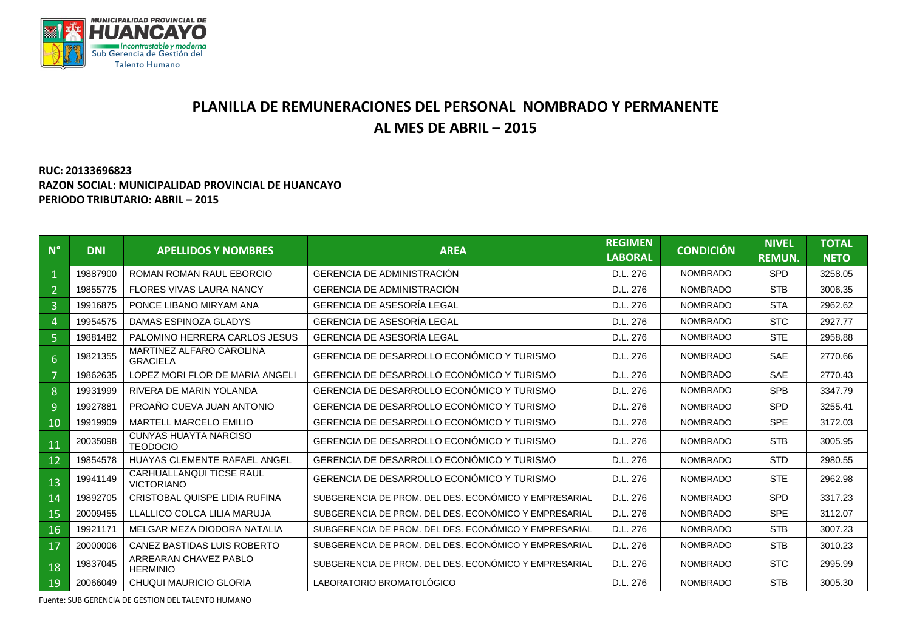MUNICIPALIDAD PROVINCIAL DE HUANCAYO
Incontrastable y moderna
Sub Gerencia de Gestión del Talento Humano

# PLANILLA DE REMUNERACIONES DEL PERSONAL NOMBRADO Y PERMANENTE
# AL MES DE ABRIL – 2015

**RUC: 20133696823**
**RAZON SOCIAL: MUNICIPALIDAD PROVINCIAL DE HUANCAYO**
**PERIODO TRIBUTARIO: ABRIL – 2015**

| N° | DNI | APELLIDOS Y NOMBRES | AREA | REGIMEN LABORAL | CONDICIÓN | NIVEL REMUN. | TOTAL NETO |
|---|---|---|---|---|---|---|---|
| 1 | 19887900 | ROMAN ROMAN RAUL EBORCIO | GERENCIA DE ADMINISTRACIÓN | D.L. 276 | NOMBRADO | SPD | 3258.05 |
| 2 | 19855775 | FLORES VIVAS LAURA NANCY | GERENCIA DE ADMINISTRACIÓN | D.L. 276 | NOMBRADO | STB | 3006.35 |
| 3 | 19916875 | PONCE LIBANO MIRYAM ANA | GERENCIA DE ASESORÍA LEGAL | D.L. 276 | NOMBRADO | STA | 2962.62 |
| 4 | 19954575 | DAMAS ESPINOZA GLADYS | GERENCIA DE ASESORÍA LEGAL | D.L. 276 | NOMBRADO | STC | 2927.77 |
| 5 | 19881482 | PALOMINO HERRERA CARLOS JESUS | GERENCIA DE ASESORÍA LEGAL | D.L. 276 | NOMBRADO | STE | 2958.88 |
| 6 | 19821355 | MARTINEZ ALFARO CAROLINA GRACIELA | GERENCIA DE DESARROLLO ECONÓMICO Y TURISMO | D.L. 276 | NOMBRADO | SAE | 2770.66 |
| 7 | 19862635 | LOPEZ MORI FLOR DE MARIA ANGELI | GERENCIA DE DESARROLLO ECONÓMICO Y TURISMO | D.L. 276 | NOMBRADO | SAE | 2770.43 |
| 8 | 19931999 | RIVERA DE MARIN YOLANDA | GERENCIA DE DESARROLLO ECONÓMICO Y TURISMO | D.L. 276 | NOMBRADO | SPB | 3347.79 |
| 9 | 19927881 | PROAÑO CUEVA JUAN ANTONIO | GERENCIA DE DESARROLLO ECONÓMICO Y TURISMO | D.L. 276 | NOMBRADO | SPD | 3255.41 |
| 10 | 19919909 | MARTELL MARCELO EMILIO | GERENCIA DE DESARROLLO ECONÓMICO Y TURISMO | D.L. 276 | NOMBRADO | SPE | 3172.03 |
| 11 | 20035098 | CUNYAS HUAYTA NARCISO TEODOCIO | GERENCIA DE DESARROLLO ECONÓMICO Y TURISMO | D.L. 276 | NOMBRADO | STB | 3005.95 |
| 12 | 19854578 | HUAYAS CLEMENTE RAFAEL ANGEL | GERENCIA DE DESARROLLO ECONÓMICO Y TURISMO | D.L. 276 | NOMBRADO | STD | 2980.55 |
| 13 | 19941149 | CARHUALLANQUI TICSE RAUL VICTORIANO | GERENCIA DE DESARROLLO ECONÓMICO Y TURISMO | D.L. 276 | NOMBRADO | STE | 2962.98 |
| 14 | 19892705 | CRISTOBAL QUISPE LIDIA RUFINA | SUBGERENCIA DE PROM. DEL DES. ECONÓMICO Y EMPRESARIAL | D.L. 276 | NOMBRADO | SPD | 3317.23 |
| 15 | 20009455 | LLALLICO COLCA LILIA MARUJA | SUBGERENCIA DE PROM. DEL DES. ECONÓMICO Y EMPRESARIAL | D.L. 276 | NOMBRADO | SPE | 3112.07 |
| 16 | 19921171 | MELGAR MEZA DIODORA NATALIA | SUBGERENCIA DE PROM. DEL DES. ECONÓMICO Y EMPRESARIAL | D.L. 276 | NOMBRADO | STB | 3007.23 |
| 17 | 20000006 | CANEZ BASTIDAS LUIS ROBERTO | SUBGERENCIA DE PROM. DEL DES. ECONÓMICO Y EMPRESARIAL | D.L. 276 | NOMBRADO | STB | 3010.23 |
| 18 | 19837045 | ARREARAN CHAVEZ PABLO HERMINIO | SUBGERENCIA DE PROM. DEL DES. ECONÓMICO Y EMPRESARIAL | D.L. 276 | NOMBRADO | STC | 2995.99 |
| 19 | 20066049 | CHUQUI MAURICIO GLORIA | LABORATORIO BROMATOLÓGICO | D.L. 276 | NOMBRADO | STB | 3005.30 |

Fuente: SUB GERENCIA DE GESTION DEL TALENTO HUMANO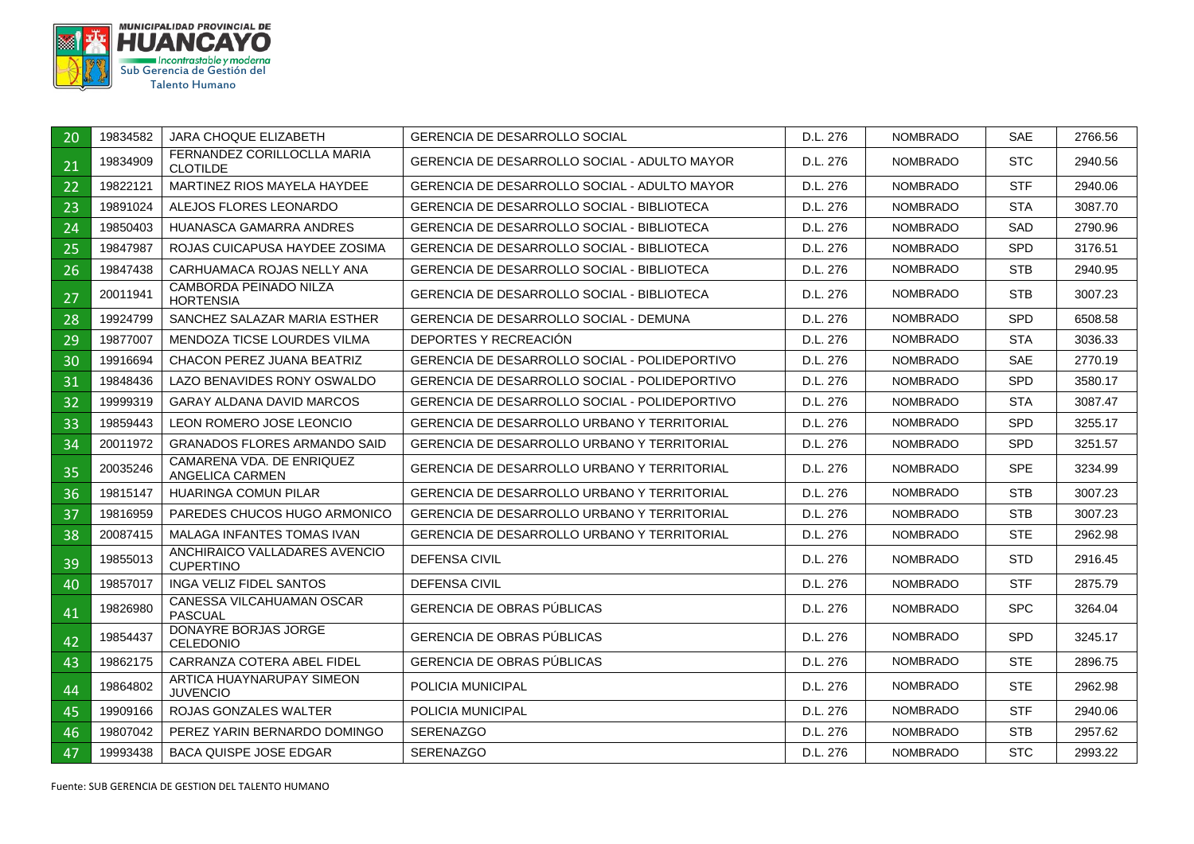| 20 | 19834582 | JARA CHOQUE ELIZABETH | GERENCIA DE DESARROLLO SOCIAL | D.L. 276 | NOMBRADO | SAE | 2766.56 |
|---|---|---|---|---|---|---|---|
| 21 | 19834909 | FERNANDEZ CORILLOCLLA MARIA CLOTILDE | GERENCIA DE DESARROLLO SOCIAL - ADULTO MAYOR | D.L. 276 | NOMBRADO | STC | 2940.56 |
| 22 | 19822121 | MARTINEZ RIOS MAYELA HAYDEE | GERENCIA DE DESARROLLO SOCIAL - ADULTO MAYOR | D.L. 276 | NOMBRADO | STF | 2940.06 |
| 23 | 19891024 | ALEJOS FLORES LEONARDO | GERENCIA DE DESARROLLO SOCIAL - BIBLIOTECA | D.L. 276 | NOMBRADO | STA | 3087.70 |
| 24 | 19850403 | HUANASCA GAMARRA ANDRES | GERENCIA DE DESARROLLO SOCIAL - BIBLIOTECA | D.L. 276 | NOMBRADO | SAD | 2790.96 |
| 25 | 19847987 | ROJAS CUICAPUSA HAYDEE ZOSIMA | GERENCIA DE DESARROLLO SOCIAL - BIBLIOTECA | D.L. 276 | NOMBRADO | SPD | 3176.51 |
| 26 | 19847438 | CARHUAMACA ROJAS NELLY ANA | GERENCIA DE DESARROLLO SOCIAL - BIBLIOTECA | D.L. 276 | NOMBRADO | STB | 2940.95 |
| 27 | 20011941 | CAMBORDA PEINADO NILZA HORTENSIA | GERENCIA DE DESARROLLO SOCIAL - BIBLIOTECA | D.L. 276 | NOMBRADO | STB | 3007.23 |
| 28 | 19924799 | SANCHEZ SALAZAR MARIA ESTHER | GERENCIA DE DESARROLLO SOCIAL - DEMUNA | D.L. 276 | NOMBRADO | SPD | 6508.58 |
| 29 | 19877007 | MENDOZA TICSE LOURDES VILMA | DEPORTES Y RECREACIÓN | D.L. 276 | NOMBRADO | STA | 3036.33 |
| 30 | 19916694 | CHACON PEREZ JUANA BEATRIZ | GERENCIA DE DESARROLLO SOCIAL - POLIDEPORTIVO | D.L. 276 | NOMBRADO | SAE | 2770.19 |
| 31 | 19848436 | LAZO BENAVIDES RONY OSWALDO | GERENCIA DE DESARROLLO SOCIAL - POLIDEPORTIVO | D.L. 276 | NOMBRADO | SPD | 3580.17 |
| 32 | 19999319 | GARAY ALDANA DAVID MARCOS | GERENCIA DE DESARROLLO SOCIAL - POLIDEPORTIVO | D.L. 276 | NOMBRADO | STA | 3087.47 |
| 33 | 19859443 | LEON ROMERO JOSE LEONCIO | GERENCIA DE DESARROLLO URBANO Y TERRITORIAL | D.L. 276 | NOMBRADO | SPD | 3255.17 |
| 34 | 20011972 | GRANADOS FLORES ARMANDO SAID | GERENCIA DE DESARROLLO URBANO Y TERRITORIAL | D.L. 276 | NOMBRADO | SPD | 3251.57 |
| 35 | 20035246 | CAMARENA VDA. DE ENRIQUEZ ANGELICA CARMEN | GERENCIA DE DESARROLLO URBANO Y TERRITORIAL | D.L. 276 | NOMBRADO | SPE | 3234.99 |
| 36 | 19815147 | HUARINGA COMUN PILAR | GERENCIA DE DESARROLLO URBANO Y TERRITORIAL | D.L. 276 | NOMBRADO | STB | 3007.23 |
| 37 | 19816959 | PAREDES CHUCOS HUGO ARMONICO | GERENCIA DE DESARROLLO URBANO Y TERRITORIAL | D.L. 276 | NOMBRADO | STB | 3007.23 |
| 38 | 20087415 | MALAGA INFANTES TOMAS IVAN | GERENCIA DE DESARROLLO URBANO Y TERRITORIAL | D.L. 276 | NOMBRADO | STE | 2962.98 |
| 39 | 19855013 | ANCHIRAICO VALLADARES AVENCIO CUPERTINO | DEFENSA CIVIL | D.L. 276 | NOMBRADO | STD | 2916.45 |
| 40 | 19857017 | INGA VELIZ FIDEL SANTOS | DEFENSA CIVIL | D.L. 276 | NOMBRADO | STF | 2875.79 |
| 41 | 19826980 | CANESSA VILCAHUAMAN OSCAR PASCUAL | GERENCIA DE OBRAS PÚBLICAS | D.L. 276 | NOMBRADO | SPC | 3264.04 |
| 42 | 19854437 | DONAYRE BORJAS JORGE CELEDONIO | GERENCIA DE OBRAS PÚBLICAS | D.L. 276 | NOMBRADO | SPD | 3245.17 |
| 43 | 19862175 | CARRANZA COTERA ABEL FIDEL | GERENCIA DE OBRAS PÚBLICAS | D.L. 276 | NOMBRADO | STE | 2896.75 |
| 44 | 19864802 | ARTICA HUAYNARUPAY SIMEON JUVENCIO | POLICIA MUNICIPAL | D.L. 276 | NOMBRADO | STE | 2962.98 |
| 45 | 19909166 | ROJAS GONZALES WALTER | POLICIA MUNICIPAL | D.L. 276 | NOMBRADO | STF | 2940.06 |
| 46 | 19807042 | PEREZ YARIN BERNARDO DOMINGO | SERENAZGO | D.L. 276 | NOMBRADO | STB | 2957.62 |
| 47 | 19993438 | BACA QUISPE JOSE EDGAR | SERENAZGO | D.L. 276 | NOMBRADO | STC | 2993.22 |

Fuente: SUB GERENCIA DE GESTION DEL TALENTO HUMANO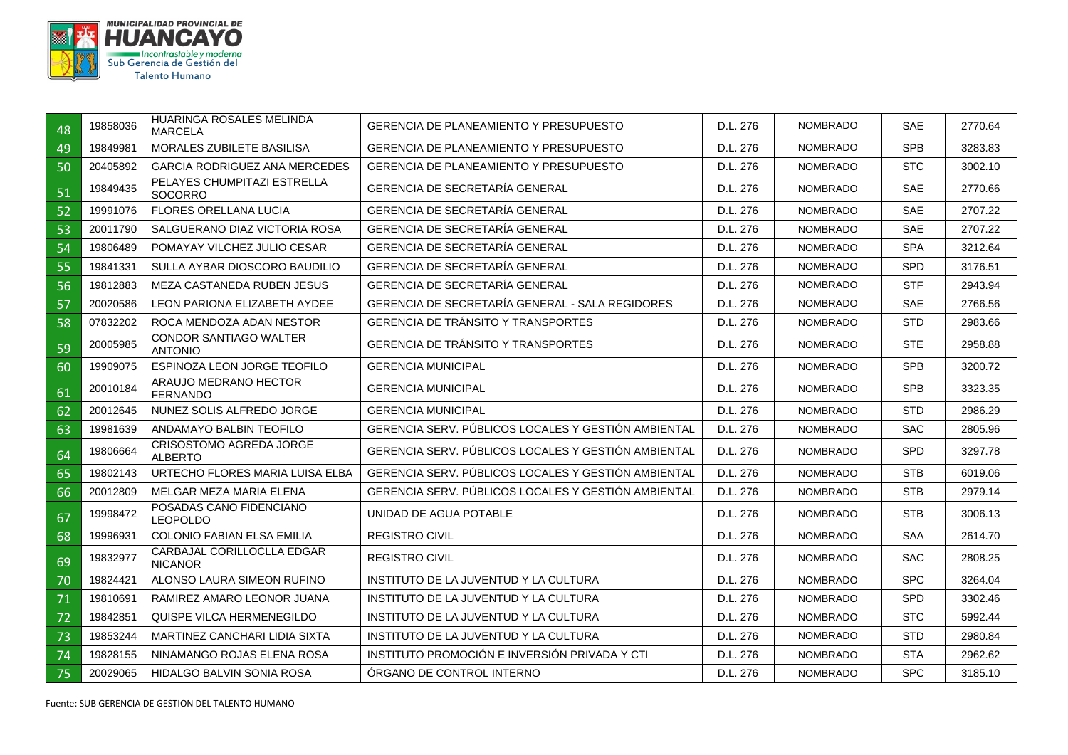| 48 | 19858036 | HUARINGA ROSALES MELINDA MARCELA | GERENCIA DE PLANEAMIENTO Y PRESUPUESTO | D.L. 276 | NOMBRADO | SAE | 2770.64 |
|---|---|---|---|---|---|---|---|
| 49 | 19849981 | MORALES ZUBILETE BASILISA | GERENCIA DE PLANEAMIENTO Y PRESUPUESTO | D.L. 276 | NOMBRADO | SPB | 3283.83 |
| 50 | 20405892 | GARCIA RODRIGUEZ ANA MERCEDES | GERENCIA DE PLANEAMIENTO Y PRESUPUESTO | D.L. 276 | NOMBRADO | STC | 3002.10 |
| 51 | 19849435 | PELAYES CHUMPITAZI ESTRELLA SOCORRO | GERENCIA DE SECRETARÍA GENERAL | D.L. 276 | NOMBRADO | SAE | 2770.66 |
| 52 | 19991076 | FLORES ORELLANA LUCIA | GERENCIA DE SECRETARÍA GENERAL | D.L. 276 | NOMBRADO | SAE | 2707.22 |
| 53 | 20011790 | SALGUERANO DIAZ VICTORIA ROSA | GERENCIA DE SECRETARÍA GENERAL | D.L. 276 | NOMBRADO | SAE | 2707.22 |
| 54 | 19806489 | POMAYAY VILCHEZ JULIO CESAR | GERENCIA DE SECRETARÍA GENERAL | D.L. 276 | NOMBRADO | SPA | 3212.64 |
| 55 | 19841331 | SULLA AYBAR DIOSCORO BAUDILIO | GERENCIA DE SECRETARÍA GENERAL | D.L. 276 | NOMBRADO | SPD | 3176.51 |
| 56 | 19812883 | MEZA CASTANEDA RUBEN JESUS | GERENCIA DE SECRETARÍA GENERAL | D.L. 276 | NOMBRADO | STF | 2943.94 |
| 57 | 20020586 | LEON PARIONA ELIZABETH AYDEE | GERENCIA DE SECRETARÍA GENERAL - SALA REGIDORES | D.L. 276 | NOMBRADO | SAE | 2766.56 |
| 58 | 07832202 | ROCA MENDOZA ADAN NESTOR | GERENCIA DE TRÁNSITO Y TRANSPORTES | D.L. 276 | NOMBRADO | STD | 2983.66 |
| 59 | 20005985 | CONDOR SANTIAGO WALTER ANTONIO | GERENCIA DE TRÁNSITO Y TRANSPORTES | D.L. 276 | NOMBRADO | STE | 2958.88 |
| 60 | 19909075 | ESPINOZA LEON JORGE TEOFILO | GERENCIA MUNICIPAL | D.L. 276 | NOMBRADO | SPB | 3200.72 |
| 61 | 20010184 | ARAUJO MEDRANO HECTOR FERNANDO | GERENCIA MUNICIPAL | D.L. 276 | NOMBRADO | SPB | 3323.35 |
| 62 | 20012645 | NUNEZ SOLIS ALFREDO JORGE | GERENCIA MUNICIPAL | D.L. 276 | NOMBRADO | STD | 2986.29 |
| 63 | 19981639 | ANDAMAYO BALBIN TEOFILO | GERENCIA SERV. PÚBLICOS LOCALES Y GESTIÓN AMBIENTAL | D.L. 276 | NOMBRADO | SAC | 2805.96 |
| 64 | 19806664 | CRISOSTOMO AGREDA JORGE ALBERTO | GERENCIA SERV. PÚBLICOS LOCALES Y GESTIÓN AMBIENTAL | D.L. 276 | NOMBRADO | SPD | 3297.78 |
| 65 | 19802143 | URTECHO FLORES MARIA LUISA ELBA | GERENCIA SERV. PÚBLICOS LOCALES Y GESTIÓN AMBIENTAL | D.L. 276 | NOMBRADO | STB | 6019.06 |
| 66 | 20012809 | MELGAR MEZA MARIA ELENA | GERENCIA SERV. PÚBLICOS LOCALES Y GESTIÓN AMBIENTAL | D.L. 276 | NOMBRADO | STB | 2979.14 |
| 67 | 19998472 | POSADAS CANO FIDENCIANO LEOPOLDO | UNIDAD DE AGUA POTABLE | D.L. 276 | NOMBRADO | STB | 3006.13 |
| 68 | 19996931 | COLONIO FABIAN ELSA EMILIA | REGISTRO CIVIL | D.L. 276 | NOMBRADO | SAA | 2614.70 |
| 69 | 19832977 | CARBAJAL CORILLOCLLA EDGAR NICANOR | REGISTRO CIVIL | D.L. 276 | NOMBRADO | SAC | 2808.25 |
| 70 | 19824421 | ALONSO LAURA SIMEON RUFINO | INSTITUTO DE LA JUVENTUD Y LA CULTURA | D.L. 276 | NOMBRADO | SPC | 3264.04 |
| 71 | 19810691 | RAMIREZ AMARO LEONOR JUANA | INSTITUTO DE LA JUVENTUD Y LA CULTURA | D.L. 276 | NOMBRADO | SPD | 3302.46 |
| 72 | 19842851 | QUISPE VILCA HERMENEGILDO | INSTITUTO DE LA JUVENTUD Y LA CULTURA | D.L. 276 | NOMBRADO | STC | 5992.44 |
| 73 | 19853244 | MARTINEZ CANCHARI LIDIA SIXTA | INSTITUTO DE LA JUVENTUD Y LA CULTURA | D.L. 276 | NOMBRADO | STD | 2980.84 |
| 74 | 19828155 | NINAMANGO ROJAS ELENA ROSA | INSTITUTO PROMOCIÓN E INVERSIÓN PRIVADA Y CTI | D.L. 276 | NOMBRADO | STA | 2962.62 |
| 75 | 20029065 | HIDALGO BALVIN SONIA ROSA | ÓRGANO DE CONTROL INTERNO | D.L. 276 | NOMBRADO | SPC | 3185.10 |

Fuente: SUB GERENCIA DE GESTION DEL TALENTO HUMANO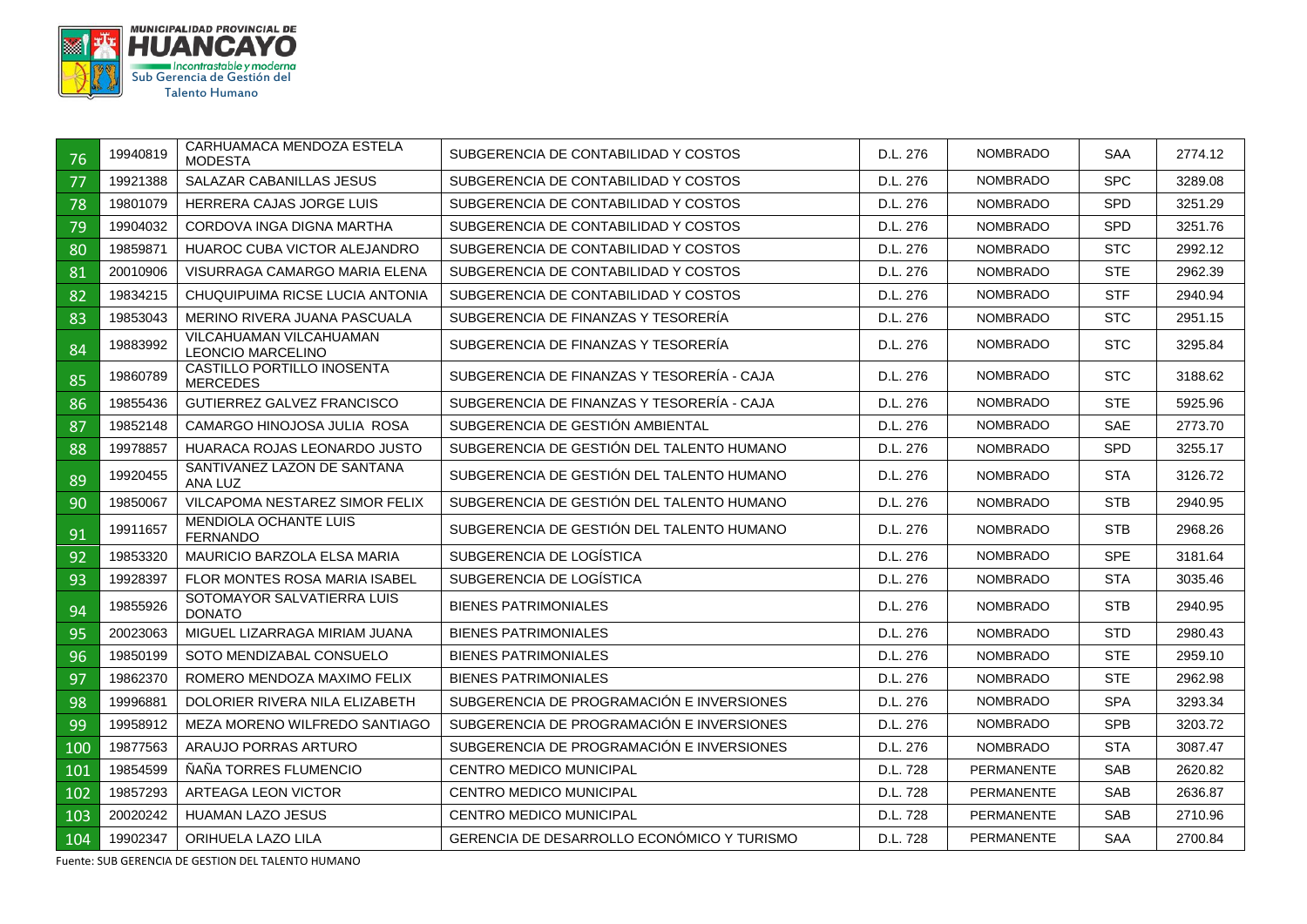| 76 | 19940819 | CARHUAMACA MENDOZA ESTELA MODESTA | SUBGERENCIA DE CONTABILIDAD Y COSTOS | D.L. 276 | NOMBRADO | SAA | 2774.12 |
|---|---|---|---|---|---|---|---|
| 77 | 19921388 | SALAZAR CABANILLAS JESUS | SUBGERENCIA DE CONTABILIDAD Y COSTOS | D.L. 276 | NOMBRADO | SPC | 3289.08 |
| 78 | 19801079 | HERRERA CAJAS JORGE LUIS | SUBGERENCIA DE CONTABILIDAD Y COSTOS | D.L. 276 | NOMBRADO | SPD | 3251.29 |
| 79 | 19904032 | CORDOVA INGA DIGNA MARTHA | SUBGERENCIA DE CONTABILIDAD Y COSTOS | D.L. 276 | NOMBRADO | SPD | 3251.76 |
| 80 | 19859871 | HUAROC CUBA VICTOR ALEJANDRO | SUBGERENCIA DE CONTABILIDAD Y COSTOS | D.L. 276 | NOMBRADO | STC | 2992.12 |
| 81 | 20010906 | VISURRAGA CAMARGO MARIA ELENA | SUBGERENCIA DE CONTABILIDAD Y COSTOS | D.L. 276 | NOMBRADO | STE | 2962.39 |
| 82 | 19834215 | CHUQUIPUIMA RICSE LUCIA ANTONIA | SUBGERENCIA DE CONTABILIDAD Y COSTOS | D.L. 276 | NOMBRADO | STF | 2940.94 |
| 83 | 19853043 | MERINO RIVERA JUANA PASCUALA | SUBGERENCIA DE FINANZAS Y TESORERÍA | D.L. 276 | NOMBRADO | STC | 2951.15 |
| 84 | 19883992 | VILCAHUAMAN VILCAHUAMAN LEONCIO MARCELINO | SUBGERENCIA DE FINANZAS Y TESORERÍA | D.L. 276 | NOMBRADO | STC | 3295.84 |
| 85 | 19860789 | CASTILLO PORTILLO INOSENTA MERCEDES | SUBGERENCIA DE FINANZAS Y TESORERÍA - CAJA | D.L. 276 | NOMBRADO | STC | 3188.62 |
| 86 | 19855436 | GUTIERREZ GALVEZ FRANCISCO | SUBGERENCIA DE FINANZAS Y TESORERÍA - CAJA | D.L. 276 | NOMBRADO | STE | 5925.96 |
| 87 | 19852148 | CAMARGO HINOJOSA JULIA ROSA | SUBGERENCIA DE GESTIÓN AMBIENTAL | D.L. 276 | NOMBRADO | SAE | 2773.70 |
| 88 | 19978857 | HUARACA ROJAS LEONARDO JUSTO | SUBGERENCIA DE GESTIÓN DEL TALENTO HUMANO | D.L. 276 | NOMBRADO | SPD | 3255.17 |
| 89 | 19920455 | SANTIVANEZ LAZON DE SANTANA ANA LUZ | SUBGERENCIA DE GESTIÓN DEL TALENTO HUMANO | D.L. 276 | NOMBRADO | STA | 3126.72 |
| 90 | 19850067 | VILCAPOMA NESTAREZ SIMOR FELIX | SUBGERENCIA DE GESTIÓN DEL TALENTO HUMANO | D.L. 276 | NOMBRADO | STB | 2940.95 |
| 91 | 19911657 | MENDIOLA OCHANTE LUIS FERNANDO | SUBGERENCIA DE GESTIÓN DEL TALENTO HUMANO | D.L. 276 | NOMBRADO | STB | 2968.26 |
| 92 | 19853320 | MAURICIO BARZOLA ELSA MARIA | SUBGERENCIA DE LOGÍSTICA | D.L. 276 | NOMBRADO | SPE | 3181.64 |
| 93 | 19928397 | FLOR MONTES ROSA MARIA ISABEL | SUBGERENCIA DE LOGÍSTICA | D.L. 276 | NOMBRADO | STA | 3035.46 |
| 94 | 19855926 | SOTOMAYOR SALVATIERRA LUIS DONATO | BIENES PATRIMONIALES | D.L. 276 | NOMBRADO | STB | 2940.95 |
| 95 | 20023063 | MIGUEL LIZARRAGA MIRIAM JUANA | BIENES PATRIMONIALES | D.L. 276 | NOMBRADO | STD | 2980.43 |
| 96 | 19850199 | SOTO MENDIZABAL CONSUELO | BIENES PATRIMONIALES | D.L. 276 | NOMBRADO | STE | 2959.10 |
| 97 | 19862370 | ROMERO MENDOZA MAXIMO FELIX | BIENES PATRIMONIALES | D.L. 276 | NOMBRADO | STE | 2962.98 |
| 98 | 19996881 | DOLORIER RIVERA NILA ELIZABETH | SUBGERENCIA DE PROGRAMACIÓN E INVERSIONES | D.L. 276 | NOMBRADO | SPA | 3293.34 |
| 99 | 19958912 | MEZA MORENO WILFREDO SANTIAGO | SUBGERENCIA DE PROGRAMACIÓN E INVERSIONES | D.L. 276 | NOMBRADO | SPB | 3203.72 |
| 100 | 19877563 | ARAUJO PORRAS ARTURO | SUBGERENCIA DE PROGRAMACIÓN E INVERSIONES | D.L. 276 | NOMBRADO | STA | 3087.47 |
| 101 | 19854599 | ÑAÑA TORRES FLUMENCIO | CENTRO MEDICO MUNICIPAL | D.L. 728 | PERMANENTE | SAB | 2620.82 |
| 102 | 19857293 | ARTEAGA LEON VICTOR | CENTRO MEDICO MUNICIPAL | D.L. 728 | PERMANENTE | SAB | 2636.87 |
| 103 | 20020242 | HUAMAN LAZO JESUS | CENTRO MEDICO MUNICIPAL | D.L. 728 | PERMANENTE | SAB | 2710.96 |
| 104 | 19902347 | ORIHUELA LAZO LILA | GERENCIA DE DESARROLLO ECONÓMICO Y TURISMO | D.L. 728 | PERMANENTE | SAA | 2700.84 |

Fuente: SUB GERENCIA DE GESTION DEL TALENTO HUMANO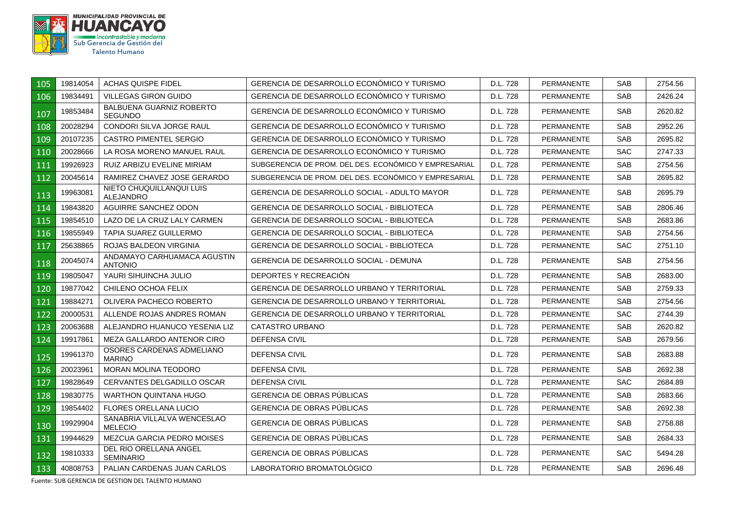| 105 | 19814054 | ACHAS QUISPE FIDEL | GERENCIA DE DESARROLLO ECONÓMICO Y TURISMO | D.L. 728 | PERMANENTE | SAB | 2754.56 |
|---|---|---|---|---|---|---|---|
| 106 | 19834491 | VILLEGAS GIRON GUIDO | GERENCIA DE DESARROLLO ECONÓMICO Y TURISMO | D.L. 728 | PERMANENTE | SAB | 2426.24 |
| 107 | 19853484 | BALBUENA GUARNIZ ROBERTO SEGUNDO | GERENCIA DE DESARROLLO ECONÓMICO Y TURISMO | D.L. 728 | PERMANENTE | SAB | 2620.82 |
| 108 | 20028294 | CONDORI SILVA JORGE RAUL | GERENCIA DE DESARROLLO ECONÓMICO Y TURISMO | D.L. 728 | PERMANENTE | SAB | 2952.26 |
| 109 | 20107235 | CASTRO PIMENTEL SERGIO | GERENCIA DE DESARROLLO ECONÓMICO Y TURISMO | D.L. 728 | PERMANENTE | SAB | 2695.82 |
| 110 | 20028666 | LA ROSA MORENO MANUEL RAUL | GERENCIA DE DESARROLLO ECONÓMICO Y TURISMO | D.L. 728 | PERMANENTE | SAC | 2747.33 |
| 111 | 19926923 | RUIZ ARBIZU EVELINE MIRIAM | SUBGERENCIA DE PROM. DEL DES. ECONÓMICO Y EMPRESARIAL | D.L. 728 | PERMANENTE | SAB | 2754.56 |
| 112 | 20045614 | RAMIREZ CHAVEZ JOSE GERARDO | SUBGERENCIA DE PROM. DEL DES. ECONÓMICO Y EMPRESARIAL | D.L. 728 | PERMANENTE | SAB | 2695.82 |
| 113 | 19963081 | NIETO CHUQUILLANQUI LUIS ALEJANDRO | GERENCIA DE DESARROLLO SOCIAL - ADULTO MAYOR | D.L. 728 | PERMANENTE | SAB | 2695.79 |
| 114 | 19843820 | AGUIRRE SANCHEZ ODON | GERENCIA DE DESARROLLO SOCIAL - BIBLIOTECA | D.L. 728 | PERMANENTE | SAB | 2806.46 |
| 115 | 19854510 | LAZO DE LA CRUZ LALY CARMEN | GERENCIA DE DESARROLLO SOCIAL - BIBLIOTECA | D.L. 728 | PERMANENTE | SAB | 2683.86 |
| 116 | 19855949 | TAPIA SUAREZ GUILLERMO | GERENCIA DE DESARROLLO SOCIAL - BIBLIOTECA | D.L. 728 | PERMANENTE | SAB | 2754.56 |
| 117 | 25638865 | ROJAS BALDEON VIRGINIA | GERENCIA DE DESARROLLO SOCIAL - BIBLIOTECA | D.L. 728 | PERMANENTE | SAC | 2751.10 |
| 118 | 20045074 | ANDAMAYO CARHUAMACA AGUSTIN ANTONIO | GERENCIA DE DESARROLLO SOCIAL - DEMUNA | D.L. 728 | PERMANENTE | SAB | 2754.56 |
| 119 | 19805047 | YAURI SIHUINCHA JULIO | DEPORTES Y RECREACIÓN | D.L. 728 | PERMANENTE | SAB | 2683.00 |
| 120 | 19877042 | CHILENO OCHOA FELIX | GERENCIA DE DESARROLLO URBANO Y TERRITORIAL | D.L. 728 | PERMANENTE | SAB | 2759.33 |
| 121 | 19884271 | OLIVERA PACHECO ROBERTO | GERENCIA DE DESARROLLO URBANO Y TERRITORIAL | D.L. 728 | PERMANENTE | SAB | 2754.56 |
| 122 | 20000531 | ALLENDE ROJAS ANDRES ROMAN | GERENCIA DE DESARROLLO URBANO Y TERRITORIAL | D.L. 728 | PERMANENTE | SAC | 2744.39 |
| 123 | 20063688 | ALEJANDRO HUANUCO YESENIA LIZ | CATASTRO URBANO | D.L. 728 | PERMANENTE | SAB | 2620.82 |
| 124 | 19917861 | MEZA GALLARDO ANTENOR CIRO | DEFENSA CIVIL | D.L. 728 | PERMANENTE | SAB | 2679.56 |
| 125 | 19961370 | OSORES CARDENAS ADMELIANO MARINO | DEFENSA CIVIL | D.L. 728 | PERMANENTE | SAB | 2683.88 |
| 126 | 20023961 | MORAN MOLINA TEODORO | DEFENSA CIVIL | D.L. 728 | PERMANENTE | SAB | 2692.38 |
| 127 | 19828649 | CERVANTES DELGADILLO OSCAR | DEFENSA CIVIL | D.L. 728 | PERMANENTE | SAC | 2684.89 |
| 128 | 19830775 | WARTHON QUINTANA HUGO | GERENCIA DE OBRAS PÚBLICAS | D.L. 728 | PERMANENTE | SAB | 2683.66 |
| 129 | 19854402 | FLORES ORELLANA LUCIO | GERENCIA DE OBRAS PÚBLICAS | D.L. 728 | PERMANENTE | SAB | 2692.38 |
| 130 | 19929904 | SANABRIA VILLALVA WENCESLAO MELECIO | GERENCIA DE OBRAS PÚBLICAS | D.L. 728 | PERMANENTE | SAB | 2758.88 |
| 131 | 19944629 | MEZCUA GARCIA PEDRO MOISES | GERENCIA DE OBRAS PÚBLICAS | D.L. 728 | PERMANENTE | SAB | 2684.33 |
| 132 | 19810333 | DEL RIO ORELLANA ANGEL SEMINARIO | GERENCIA DE OBRAS PÚBLICAS | D.L. 728 | PERMANENTE | SAC | 5494.28 |
| 133 | 40808753 | PALIAN CARDENAS JUAN CARLOS | LABORATORIO BROMATOLÓGICO | D.L. 728 | PERMANENTE | SAB | 2696.48 |

Fuente: SUB GERENCIA DE GESTION DEL TALENTO HUMANO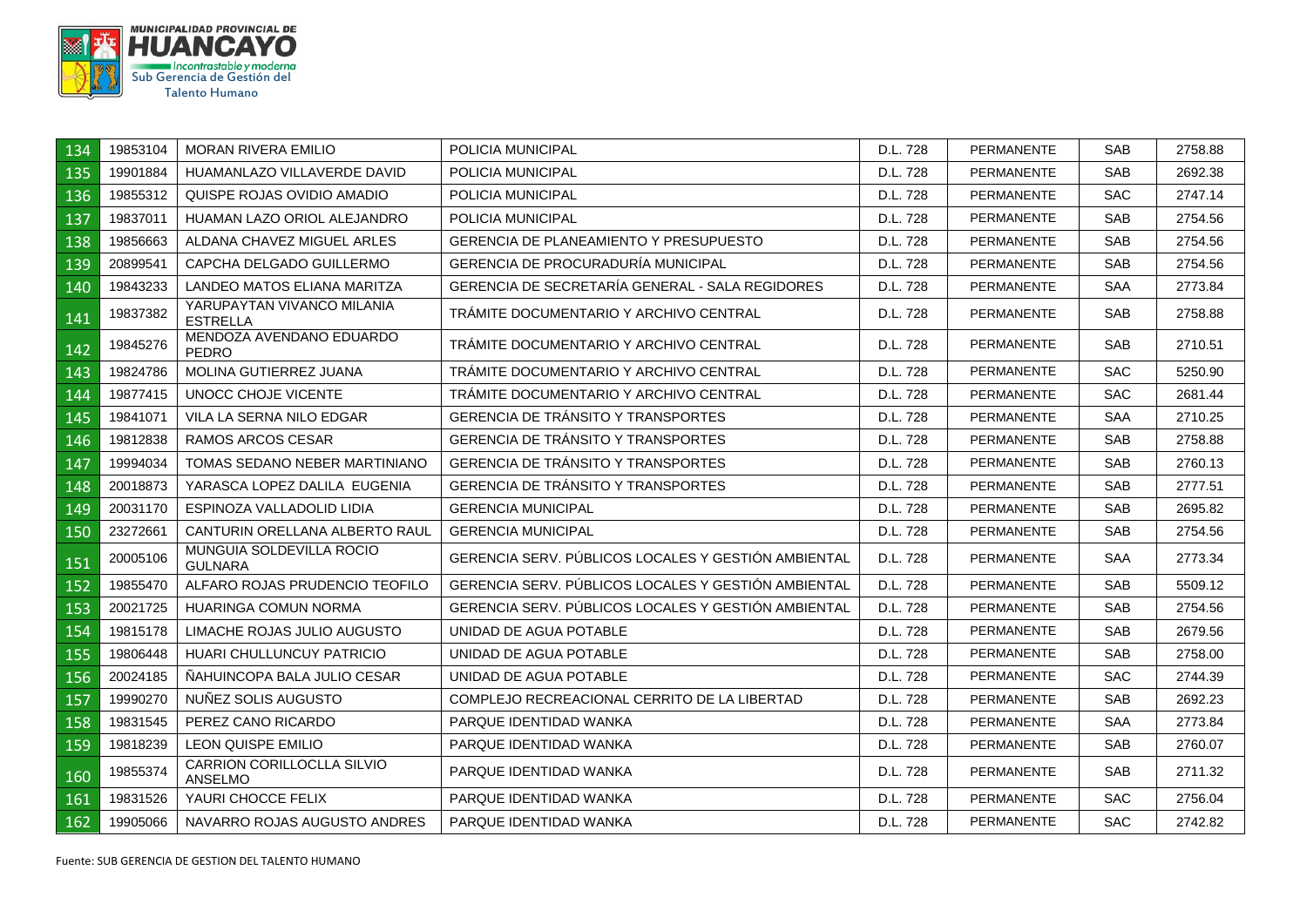| 134 | 19853104 | MORAN RIVERA EMILIO | POLICIA MUNICIPAL | D.L. 728 | PERMANENTE | SAB | 2758.88 |
|---|---|---|---|---|---|---|---|
| 135 | 19901884 | HUAMANLAZO VILLAVERDE DAVID | POLICIA MUNICIPAL | D.L. 728 | PERMANENTE | SAB | 2692.38 |
| 136 | 19855312 | QUISPE ROJAS OVIDIO AMADIO | POLICIA MUNICIPAL | D.L. 728 | PERMANENTE | SAC | 2747.14 |
| 137 | 19837011 | HUAMAN LAZO ORIOL ALEJANDRO | POLICIA MUNICIPAL | D.L. 728 | PERMANENTE | SAB | 2754.56 |
| 138 | 19856663 | ALDANA CHAVEZ MIGUEL ARLES | GERENCIA DE PLANEAMIENTO Y PRESUPUESTO | D.L. 728 | PERMANENTE | SAB | 2754.56 |
| 139 | 20899541 | CAPCHA DELGADO GUILLERMO | GERENCIA DE PROCURADURÍA MUNICIPAL | D.L. 728 | PERMANENTE | SAB | 2754.56 |
| 140 | 19843233 | LANDEO MATOS ELIANA MARITZA | GERENCIA DE SECRETARÍA GENERAL - SALA REGIDORES | D.L. 728 | PERMANENTE | SAA | 2773.84 |
| 141 | 19837382 | YARUPAYTAN VIVANCO MILANIA ESTRELLA | TRÁMITE DOCUMENTARIO Y ARCHIVO CENTRAL | D.L. 728 | PERMANENTE | SAB | 2758.88 |
| 142 | 19845276 | MENDOZA AVENDANO EDUARDO PEDRO | TRÁMITE DOCUMENTARIO Y ARCHIVO CENTRAL | D.L. 728 | PERMANENTE | SAB | 2710.51 |
| 143 | 19824786 | MOLINA GUTIERREZ JUANA | TRÁMITE DOCUMENTARIO Y ARCHIVO CENTRAL | D.L. 728 | PERMANENTE | SAC | 5250.90 |
| 144 | 19877415 | UNOCC CHOJE VICENTE | TRÁMITE DOCUMENTARIO Y ARCHIVO CENTRAL | D.L. 728 | PERMANENTE | SAC | 2681.44 |
| 145 | 19841071 | VILA LA SERNA NILO EDGAR | GERENCIA DE TRÁNSITO Y TRANSPORTES | D.L. 728 | PERMANENTE | SAA | 2710.25 |
| 146 | 19812838 | RAMOS ARCOS CESAR | GERENCIA DE TRÁNSITO Y TRANSPORTES | D.L. 728 | PERMANENTE | SAB | 2758.88 |
| 147 | 19994034 | TOMAS SEDANO NEBER MARTINIANO | GERENCIA DE TRÁNSITO Y TRANSPORTES | D.L. 728 | PERMANENTE | SAB | 2760.13 |
| 148 | 20018873 | YARASCA LOPEZ DALILA EUGENIA | GERENCIA DE TRÁNSITO Y TRANSPORTES | D.L. 728 | PERMANENTE | SAB | 2777.51 |
| 149 | 20031170 | ESPINOZA VALLADOLID LIDIA | GERENCIA MUNICIPAL | D.L. 728 | PERMANENTE | SAB | 2695.82 |
| 150 | 23272661 | CANTURIN ORELLANA ALBERTO RAUL | GERENCIA MUNICIPAL | D.L. 728 | PERMANENTE | SAB | 2754.56 |
| 151 | 20005106 | MUNGUIA SOLDEVILLA ROCIO GULNARA | GERENCIA SERV. PÚBLICOS LOCALES Y GESTIÓN AMBIENTAL | D.L. 728 | PERMANENTE | SAA | 2773.34 |
| 152 | 19855470 | ALFARO ROJAS PRUDENCIO TEOFILO | GERENCIA SERV. PÚBLICOS LOCALES Y GESTIÓN AMBIENTAL | D.L. 728 | PERMANENTE | SAB | 5509.12 |
| 153 | 20021725 | HUARINGA COMUN NORMA | GERENCIA SERV. PÚBLICOS LOCALES Y GESTIÓN AMBIENTAL | D.L. 728 | PERMANENTE | SAB | 2754.56 |
| 154 | 19815178 | LIMACHE ROJAS JULIO AUGUSTO | UNIDAD DE AGUA POTABLE | D.L. 728 | PERMANENTE | SAB | 2679.56 |
| 155 | 19806448 | HUARI CHULLUNCUY PATRICIO | UNIDAD DE AGUA POTABLE | D.L. 728 | PERMANENTE | SAB | 2758.00 |
| 156 | 20024185 | ÑAHUINCOPA BALA JULIO CESAR | UNIDAD DE AGUA POTABLE | D.L. 728 | PERMANENTE | SAC | 2744.39 |
| 157 | 19990270 | NUÑEZ SOLIS AUGUSTO | COMPLEJO RECREACIONAL CERRITO DE LA LIBERTAD | D.L. 728 | PERMANENTE | SAB | 2692.23 |
| 158 | 19831545 | PEREZ CANO RICARDO | PARQUE IDENTIDAD WANKA | D.L. 728 | PERMANENTE | SAA | 2773.84 |
| 159 | 19818239 | LEON QUISPE EMILIO | PARQUE IDENTIDAD WANKA | D.L. 728 | PERMANENTE | SAB | 2760.07 |
| 160 | 19855374 | CARRION CORILLOCLLA SILVIO ANSELMO | PARQUE IDENTIDAD WANKA | D.L. 728 | PERMANENTE | SAB | 2711.32 |
| 161 | 19831526 | YAURI CHOCCE FELIX | PARQUE IDENTIDAD WANKA | D.L. 728 | PERMANENTE | SAC | 2756.04 |
| 162 | 19905066 | NAVARRO ROJAS AUGUSTO ANDRES | PARQUE IDENTIDAD WANKA | D.L. 728 | PERMANENTE | SAC | 2742.82 |

Fuente: SUB GERENCIA DE GESTION DEL TALENTO HUMANO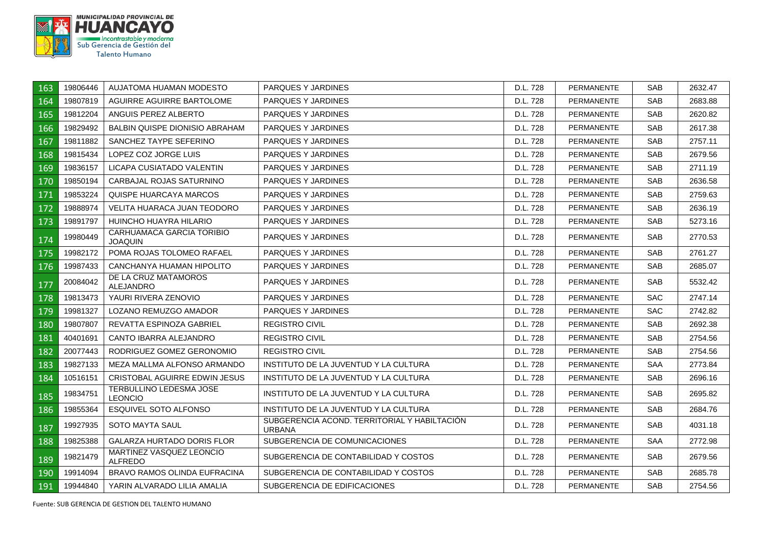| 163 | 19806446 | AUJATOMA HUAMAN MODESTO | PARQUES Y JARDINES | D.L. 728 | PERMANENTE | SAB | 2632.47 |
|---|---|---|---|---|---|---|---|
| 164 | 19807819 | AGUIRRE AGUIRRE BARTOLOME | PARQUES Y JARDINES | D.L. 728 | PERMANENTE | SAB | 2683.88 |
| 165 | 19812204 | ANGUIS PEREZ ALBERTO | PARQUES Y JARDINES | D.L. 728 | PERMANENTE | SAB | 2620.82 |
| 166 | 19829492 | BALBIN QUISPE DIONISIO ABRAHAM | PARQUES Y JARDINES | D.L. 728 | PERMANENTE | SAB | 2617.38 |
| 167 | 19811882 | SANCHEZ TAYPE SEFERINO | PARQUES Y JARDINES | D.L. 728 | PERMANENTE | SAB | 2757.11 |
| 168 | 19815434 | LOPEZ COZ JORGE LUIS | PARQUES Y JARDINES | D.L. 728 | PERMANENTE | SAB | 2679.56 |
| 169 | 19836157 | LICAPA CUSIATADO VALENTIN | PARQUES Y JARDINES | D.L. 728 | PERMANENTE | SAB | 2711.19 |
| 170 | 19850194 | CARBAJAL ROJAS SATURNINO | PARQUES Y JARDINES | D.L. 728 | PERMANENTE | SAB | 2636.58 |
| 171 | 19853224 | QUISPE HUARCAYA MARCOS | PARQUES Y JARDINES | D.L. 728 | PERMANENTE | SAB | 2759.63 |
| 172 | 19888974 | VELITA HUARACA JUAN TEODORO | PARQUES Y JARDINES | D.L. 728 | PERMANENTE | SAB | 2636.19 |
| 173 | 19891797 | HUINCHO HUAYRA HILARIO | PARQUES Y JARDINES | D.L. 728 | PERMANENTE | SAB | 5273.16 |
| 174 | 19980449 | CARHUAMACA GARCIA TORIBIO JOAQUIN | PARQUES Y JARDINES | D.L. 728 | PERMANENTE | SAB | 2770.53 |
| 175 | 19982172 | POMA ROJAS TOLOMEO RAFAEL | PARQUES Y JARDINES | D.L. 728 | PERMANENTE | SAB | 2761.27 |
| 176 | 19987433 | CANCHANYA HUAMAN HIPOLITO | PARQUES Y JARDINES | D.L. 728 | PERMANENTE | SAB | 2685.07 |
| 177 | 20084042 | DE LA CRUZ MATAMOROS ALEJANDRO | PARQUES Y JARDINES | D.L. 728 | PERMANENTE | SAB | 5532.42 |
| 178 | 19813473 | YAURI RIVERA ZENOVIO | PARQUES Y JARDINES | D.L. 728 | PERMANENTE | SAC | 2747.14 |
| 179 | 19981327 | LOZANO REMUZGO AMADOR | PARQUES Y JARDINES | D.L. 728 | PERMANENTE | SAC | 2742.82 |
| 180 | 19807807 | REVATTA ESPINOZA GABRIEL | REGISTRO CIVIL | D.L. 728 | PERMANENTE | SAB | 2692.38 |
| 181 | 40401691 | CANTO IBARRA ALEJANDRO | REGISTRO CIVIL | D.L. 728 | PERMANENTE | SAB | 2754.56 |
| 182 | 20077443 | RODRIGUEZ GOMEZ GERONOMIO | REGISTRO CIVIL | D.L. 728 | PERMANENTE | SAB | 2754.56 |
| 183 | 19827133 | MEZA MALLMA ALFONSO ARMANDO | INSTITUTO DE LA JUVENTUD Y LA CULTURA | D.L. 728 | PERMANENTE | SAA | 2773.84 |
| 184 | 10516151 | CRISTOBAL AGUIRRE EDWIN JESUS | INSTITUTO DE LA JUVENTUD Y LA CULTURA | D.L. 728 | PERMANENTE | SAB | 2696.16 |
| 185 | 19834751 | TERBULLINO LEDESMA JOSE LEONCIO | INSTITUTO DE LA JUVENTUD Y LA CULTURA | D.L. 728 | PERMANENTE | SAB | 2695.82 |
| 186 | 19855364 | ESQUIVEL SOTO ALFONSO | INSTITUTO DE LA JUVENTUD Y LA CULTURA | D.L. 728 | PERMANENTE | SAB | 2684.76 |
| 187 | 19927935 | SOTO MAYTA SAUL | SUBGERENCIA ACOND. TERRITORIAL Y HABILTACIÓN URBANA | D.L. 728 | PERMANENTE | SAB | 4031.18 |
| 188 | 19825388 | GALARZA HURTADO DORIS FLOR | SUBGERENCIA DE COMUNICACIONES | D.L. 728 | PERMANENTE | SAA | 2772.98 |
| 189 | 19821479 | MARTINEZ VASQUEZ LEONCIO ALFREDO | SUBGERENCIA DE CONTABILIDAD Y COSTOS | D.L. 728 | PERMANENTE | SAB | 2679.56 |
| 190 | 19914094 | BRAVO RAMOS OLINDA EUFRACINA | SUBGERENCIA DE CONTABILIDAD Y COSTOS | D.L. 728 | PERMANENTE | SAB | 2685.78 |
| 191 | 19944840 | YARIN ALVARADO LILIA AMALIA | SUBGERENCIA DE EDIFICACIONES | D.L. 728 | PERMANENTE | SAB | 2754.56 |

Fuente: SUB GERENCIA DE GESTION DEL TALENTO HUMANO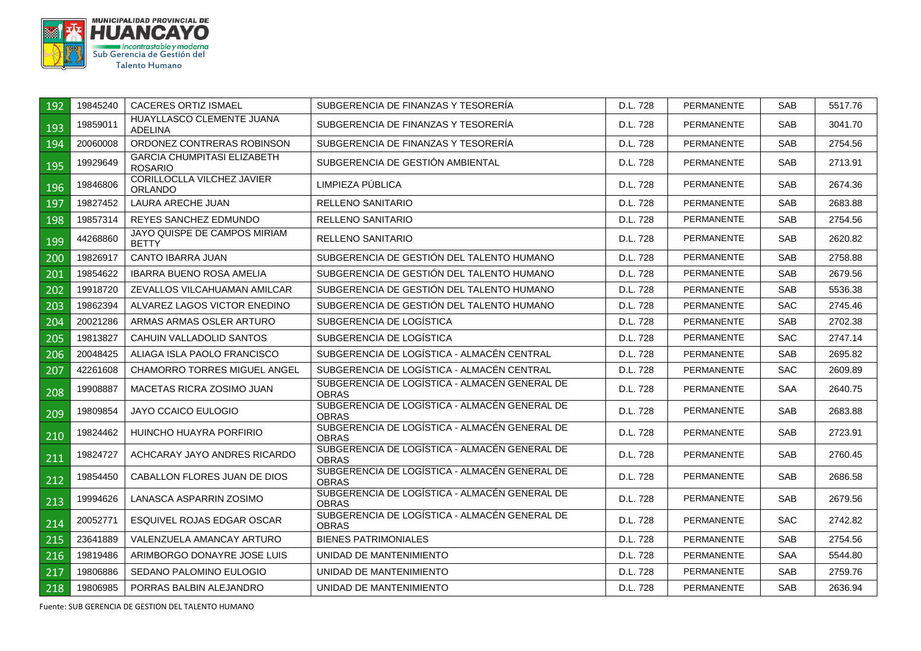| 192 | 19845240 | CACERES ORTIZ ISMAEL | SUBGERENCIA DE FINANZAS Y TESORERÍA | D.L. 728 | PERMANENTE | SAB | 5517.76 |
|---|---|---|---|---|---|---|---|
| 193 | 19859011 | HUAYLLASCO CLEMENTE JUANA ADELINA | SUBGERENCIA DE FINANZAS Y TESORERÍA | D.L. 728 | PERMANENTE | SAB | 3041.70 |
| 194 | 20060008 | ORDONEZ CONTRERAS ROBINSON | SUBGERENCIA DE FINANZAS Y TESORERÍA | D.L. 728 | PERMANENTE | SAB | 2754.56 |
| 195 | 19929649 | GARCIA CHUMPITASI ELIZABETH ROSARIO | SUBGERENCIA DE GESTIÓN AMBIENTAL | D.L. 728 | PERMANENTE | SAB | 2713.91 |
| 196 | 19846806 | CORILLOCLLA VILCHEZ JAVIER ORLANDO | LIMPIEZA PÚBLICA | D.L. 728 | PERMANENTE | SAB | 2674.36 |
| 197 | 19827452 | LAURA ARECHE JUAN | RELLENO SANITARIO | D.L. 728 | PERMANENTE | SAB | 2683.88 |
| 198 | 19857314 | REYES SANCHEZ EDMUNDO | RELLENO SANITARIO | D.L. 728 | PERMANENTE | SAB | 2754.56 |
| 199 | 44268860 | JAYO QUISPE DE CAMPOS MIRIAM BETTY | RELLENO SANITARIO | D.L. 728 | PERMANENTE | SAB | 2620.82 |
| 200 | 19826917 | CANTO IBARRA JUAN | SUBGERENCIA DE GESTIÓN DEL TALENTO HUMANO | D.L. 728 | PERMANENTE | SAB | 2758.88 |
| 201 | 19854622 | IBARRA BUENO ROSA AMELIA | SUBGERENCIA DE GESTIÓN DEL TALENTO HUMANO | D.L. 728 | PERMANENTE | SAB | 2679.56 |
| 202 | 19918720 | ZEVALLOS VILCAHUAMAN AMILCAR | SUBGERENCIA DE GESTIÓN DEL TALENTO HUMANO | D.L. 728 | PERMANENTE | SAB | 5536.38 |
| 203 | 19862394 | ALVAREZ LAGOS VICTOR ENEDINO | SUBGERENCIA DE GESTIÓN DEL TALENTO HUMANO | D.L. 728 | PERMANENTE | SAC | 2745.46 |
| 204 | 20021286 | ARMAS ARMAS OSLER ARTURO | SUBGERENCIA DE LOGÍSTICA | D.L. 728 | PERMANENTE | SAB | 2702.38 |
| 205 | 19813827 | CAHUIN VALLADOLID SANTOS | SUBGERENCIA DE LOGÍSTICA | D.L. 728 | PERMANENTE | SAC | 2747.14 |
| 206 | 20048425 | ALIAGA ISLA PAOLO FRANCISCO | SUBGERENCIA DE LOGÍSTICA - ALMACÉN CENTRAL | D.L. 728 | PERMANENTE | SAB | 2695.82 |
| 207 | 42261608 | CHAMORRO TORRES MIGUEL ANGEL | SUBGERENCIA DE LOGÍSTICA - ALMACÉN CENTRAL | D.L. 728 | PERMANENTE | SAC | 2609.89 |
| 208 | 19908887 | MACETAS RICRA ZOSIMO JUAN | SUBGERENCIA DE LOGÍSTICA - ALMACÉN GENERAL DE OBRAS | D.L. 728 | PERMANENTE | SAA | 2640.75 |
| 209 | 19809854 | JAYO CCAICO EULOGIO | SUBGERENCIA DE LOGÍSTICA - ALMACÉN GENERAL DE OBRAS | D.L. 728 | PERMANENTE | SAB | 2683.88 |
| 210 | 19824462 | HUINCHO HUAYRA PORFIRIO | SUBGERENCIA DE LOGÍSTICA - ALMACÉN GENERAL DE OBRAS | D.L. 728 | PERMANENTE | SAB | 2723.91 |
| 211 | 19824727 | ACHCARAY JAYO ANDRES RICARDO | SUBGERENCIA DE LOGÍSTICA - ALMACÉN GENERAL DE OBRAS | D.L. 728 | PERMANENTE | SAB | 2760.45 |
| 212 | 19854450 | CABALLON FLORES JUAN DE DIOS | SUBGERENCIA DE LOGÍSTICA - ALMACÉN GENERAL DE OBRAS | D.L. 728 | PERMANENTE | SAB | 2686.58 |
| 213 | 19994626 | LANASCA ASPARRIN ZOSIMO | SUBGERENCIA DE LOGÍSTICA - ALMACÉN GENERAL DE OBRAS | D.L. 728 | PERMANENTE | SAB | 2679.56 |
| 214 | 20052771 | ESQUIVEL ROJAS EDGAR OSCAR | SUBGERENCIA DE LOGÍSTICA - ALMACÉN GENERAL DE OBRAS | D.L. 728 | PERMANENTE | SAC | 2742.82 |
| 215 | 23641889 | VALENZUELA AMANCAY ARTURO | BIENES PATRIMONIALES | D.L. 728 | PERMANENTE | SAB | 2754.56 |
| 216 | 19819486 | ARIMBORGO DONAYRE JOSE LUIS | UNIDAD DE MANTENIMIENTO | D.L. 728 | PERMANENTE | SAA | 5544.80 |
| 217 | 19806886 | SEDANO PALOMINO EULOGIO | UNIDAD DE MANTENIMIENTO | D.L. 728 | PERMANENTE | SAB | 2759.76 |
| 218 | 19806985 | PORRAS BALBIN ALEJANDRO | UNIDAD DE MANTENIMIENTO | D.L. 728 | PERMANENTE | SAB | 2636.94 |

Fuente: SUB GERENCIA DE GESTION DEL TALENTO HUMANO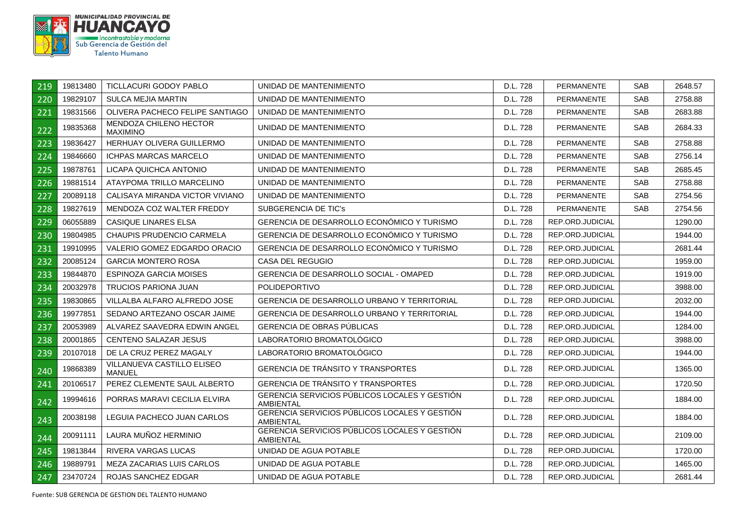| 219 | 19813480 | TICLLACURI GODOY PABLO | UNIDAD DE MANTENIMIENTO | D.L. 728 | PERMANENTE | SAB | 2648.57 |
|---|---|---|---|---|---|---|---|
| 220 | 19829107 | SULCA MEJIA MARTIN | UNIDAD DE MANTENIMIENTO | D.L. 728 | PERMANENTE | SAB | 2758.88 |
| 221 | 19831566 | OLIVERA PACHECO FELIPE SANTIAGO | UNIDAD DE MANTENIMIENTO | D.L. 728 | PERMANENTE | SAB | 2683.88 |
| 222 | 19835368 | MENDOZA CHILENO HECTOR MAXIMINO | UNIDAD DE MANTENIMIENTO | D.L. 728 | PERMANENTE | SAB | 2684.33 |
| 223 | 19836427 | HERHUAY OLIVERA GUILLERMO | UNIDAD DE MANTENIMIENTO | D.L. 728 | PERMANENTE | SAB | 2758.88 |
| 224 | 19846660 | ICHPAS MARCAS MARCELO | UNIDAD DE MANTENIMIENTO | D.L. 728 | PERMANENTE | SAB | 2756.14 |
| 225 | 19878761 | LICAPA QUICHCA ANTONIO | UNIDAD DE MANTENIMIENTO | D.L. 728 | PERMANENTE | SAB | 2685.45 |
| 226 | 19881514 | ATAYPOMA TRILLO MARCELINO | UNIDAD DE MANTENIMIENTO | D.L. 728 | PERMANENTE | SAB | 2758.88 |
| 227 | 20089118 | CALISAYA MIRANDA VICTOR VIVIANO | UNIDAD DE MANTENIMIENTO | D.L. 728 | PERMANENTE | SAB | 2754.56 |
| 228 | 19827619 | MENDOZA COZ WALTER FREDDY | SUBGERENCIA DE TIC's | D.L. 728 | PERMANENTE | SAB | 2754.56 |
| 229 | 06055889 | CASIQUE LINARES ELSA | GERENCIA DE DESARROLLO ECONÓMICO Y TURISMO | D.L. 728 | REP.ORD.JUDICIAL | | 1290.00 |
| 230 | 19804985 | CHAUPIS PRUDENCIO CARMELA | GERENCIA DE DESARROLLO ECONÓMICO Y TURISMO | D.L. 728 | REP.ORD.JUDICIAL | | 1944.00 |
| 231 | 19910995 | VALERIO GOMEZ EDGARDO ORACIO | GERENCIA DE DESARROLLO ECONÓMICO Y TURISMO | D.L. 728 | REP.ORD.JUDICIAL | | 2681.44 |
| 232 | 20085124 | GARCIA MONTERO ROSA | CASA DEL REGUGIO | D.L. 728 | REP.ORD.JUDICIAL | | 1959.00 |
| 233 | 19844870 | ESPINOZA GARCIA MOISES | GERENCIA DE DESARROLLO SOCIAL - OMAPED | D.L. 728 | REP.ORD.JUDICIAL | | 1919.00 |
| 234 | 20032978 | TRUCIOS PARIONA JUAN | POLIDEPORTIVO | D.L. 728 | REP.ORD.JUDICIAL | | 3988.00 |
| 235 | 19830865 | VILLALBA ALFARO ALFREDO JOSE | GERENCIA DE DESARROLLO URBANO Y TERRITORIAL | D.L. 728 | REP.ORD.JUDICIAL | | 2032.00 |
| 236 | 19977851 | SEDANO ARTEZANO OSCAR JAIME | GERENCIA DE DESARROLLO URBANO Y TERRITORIAL | D.L. 728 | REP.ORD.JUDICIAL | | 1944.00 |
| 237 | 20053989 | ALVAREZ SAAVEDRA EDWIN ANGEL | GERENCIA DE OBRAS PÚBLICAS | D.L. 728 | REP.ORD.JUDICIAL | | 1284.00 |
| 238 | 20001865 | CENTENO SALAZAR JESUS | LABORATORIO BROMATOLÓGICO | D.L. 728 | REP.ORD.JUDICIAL | | 3988.00 |
| 239 | 20107018 | DE LA CRUZ PEREZ MAGALY | LABORATORIO BROMATOLÓGICO | D.L. 728 | REP.ORD.JUDICIAL | | 1944.00 |
| 240 | 19868389 | VILLANUEVA CASTILLO ELISEO MANUEL | GERENCIA DE TRÁNSITO Y TRANSPORTES | D.L. 728 | REP.ORD.JUDICIAL | | 1365.00 |
| 241 | 20106517 | PEREZ CLEMENTE SAUL ALBERTO | GERENCIA DE TRÁNSITO Y TRANSPORTES | D.L. 728 | REP.ORD.JUDICIAL | | 1720.50 |
| 242 | 19994616 | PORRAS MARAVI CECILIA ELVIRA | GERENCIA SERVICIOS PÚBLICOS LOCALES Y GESTIÓN AMBIENTAL | D.L. 728 | REP.ORD.JUDICIAL | | 1884.00 |
| 243 | 20038198 | LEGUIA PACHECO JUAN CARLOS | GERENCIA SERVICIOS PÚBLICOS LOCALES Y GESTIÓN AMBIENTAL | D.L. 728 | REP.ORD.JUDICIAL | | 1884.00 |
| 244 | 20091111 | LAURA MUÑOZ HERMINIO | GERENCIA SERVICIOS PÚBLICOS LOCALES Y GESTIÓN AMBIENTAL | D.L. 728 | REP.ORD.JUDICIAL | | 2109.00 |
| 245 | 19813844 | RIVERA VARGAS LUCAS | UNIDAD DE AGUA POTABLE | D.L. 728 | REP.ORD.JUDICIAL | | 1720.00 |
| 246 | 19889791 | MEZA ZACARIAS LUIS CARLOS | UNIDAD DE AGUA POTABLE | D.L. 728 | REP.ORD.JUDICIAL | | 1465.00 |
| 247 | 23470724 | ROJAS SANCHEZ EDGAR | UNIDAD DE AGUA POTABLE | D.L. 728 | REP.ORD.JUDICIAL | | 2681.44 |

Fuente: SUB GERENCIA DE GESTION DEL TALENTO HUMANO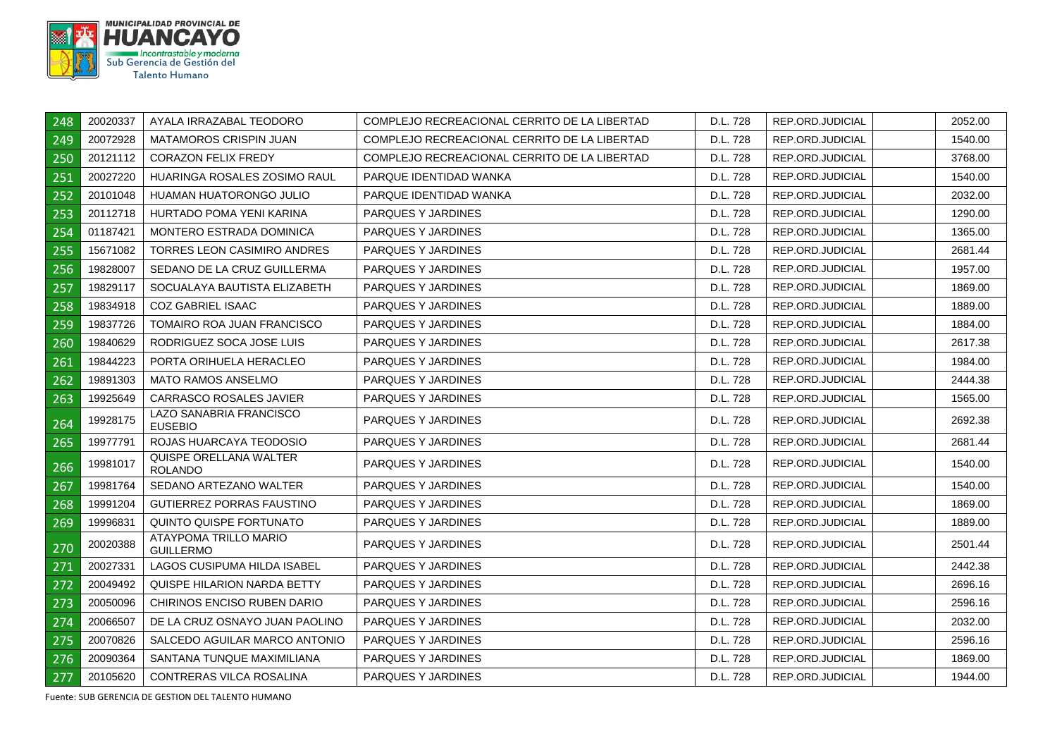| | | | | | | | |
|---|---|---|---|---|---|---|---|
| 248 | 20020337 | AYALA IRRAZABAL TEODORO | COMPLEJO RECREACIONAL CERRITO DE LA LIBERTAD | D.L. 728 | REP.ORD.JUDICIAL | | 2052.00 |
| 249 | 20072928 | MATAMOROS CRISPIN JUAN | COMPLEJO RECREACIONAL CERRITO DE LA LIBERTAD | D.L. 728 | REP.ORD.JUDICIAL | | 1540.00 |
| 250 | 20121112 | CORAZON FELIX FREDY | COMPLEJO RECREACIONAL CERRITO DE LA LIBERTAD | D.L. 728 | REP.ORD.JUDICIAL | | 3768.00 |
| 251 | 20027220 | HUARINGA ROSALES ZOSIMO RAUL | PARQUE IDENTIDAD WANKA | D.L. 728 | REP.ORD.JUDICIAL | | 1540.00 |
| 252 | 20101048 | HUAMAN HUATORONGO JULIO | PARQUE IDENTIDAD WANKA | D.L. 728 | REP.ORD.JUDICIAL | | 2032.00 |
| 253 | 20112718 | HURTADO POMA YENI KARINA | PARQUES Y JARDINES | D.L. 728 | REP.ORD.JUDICIAL | | 1290.00 |
| 254 | 01187421 | MONTERO ESTRADA DOMINICA | PARQUES Y JARDINES | D.L. 728 | REP.ORD.JUDICIAL | | 1365.00 |
| 255 | 15671082 | TORRES LEON CASIMIRO ANDRES | PARQUES Y JARDINES | D.L. 728 | REP.ORD.JUDICIAL | | 2681.44 |
| 256 | 19828007 | SEDANO DE LA CRUZ GUILLERMA | PARQUES Y JARDINES | D.L. 728 | REP.ORD.JUDICIAL | | 1957.00 |
| 257 | 19829117 | SOCUALAYA BAUTISTA ELIZABETH | PARQUES Y JARDINES | D.L. 728 | REP.ORD.JUDICIAL | | 1869.00 |
| 258 | 19834918 | COZ GABRIEL ISAAC | PARQUES Y JARDINES | D.L. 728 | REP.ORD.JUDICIAL | | 1889.00 |
| 259 | 19837726 | TOMAIRO ROA JUAN FRANCISCO | PARQUES Y JARDINES | D.L. 728 | REP.ORD.JUDICIAL | | 1884.00 |
| 260 | 19840629 | RODRIGUEZ SOCA JOSE LUIS | PARQUES Y JARDINES | D.L. 728 | REP.ORD.JUDICIAL | | 2617.38 |
| 261 | 19844223 | PORTA ORIHUELA HERACLEO | PARQUES Y JARDINES | D.L. 728 | REP.ORD.JUDICIAL | | 1984.00 |
| 262 | 19891303 | MATO RAMOS ANSELMO | PARQUES Y JARDINES | D.L. 728 | REP.ORD.JUDICIAL | | 2444.38 |
| 263 | 19925649 | CARRASCO ROSALES JAVIER | PARQUES Y JARDINES | D.L. 728 | REP.ORD.JUDICIAL | | 1565.00 |
| 264 | 19928175 | LAZO SANABRIA FRANCISCO EUSEBIO | PARQUES Y JARDINES | D.L. 728 | REP.ORD.JUDICIAL | | 2692.38 |
| 265 | 19977791 | ROJAS HUARCAYA TEODOSIO | PARQUES Y JARDINES | D.L. 728 | REP.ORD.JUDICIAL | | 2681.44 |
| 266 | 19981017 | QUISPE ORELLANA WALTER ROLANDO | PARQUES Y JARDINES | D.L. 728 | REP.ORD.JUDICIAL | | 1540.00 |
| 267 | 19981764 | SEDANO ARTEZANO WALTER | PARQUES Y JARDINES | D.L. 728 | REP.ORD.JUDICIAL | | 1540.00 |
| 268 | 19991204 | GUTIERREZ PORRAS FAUSTINO | PARQUES Y JARDINES | D.L. 728 | REP.ORD.JUDICIAL | | 1869.00 |
| 269 | 19996831 | QUINTO QUISPE FORTUNATO | PARQUES Y JARDINES | D.L. 728 | REP.ORD.JUDICIAL | | 1889.00 |
| 270 | 20020388 | ATAYPOMA TRILLO MARIO GUILLERMO | PARQUES Y JARDINES | D.L. 728 | REP.ORD.JUDICIAL | | 2501.44 |
| 271 | 20027331 | LAGOS CUSIPUMA HILDA ISABEL | PARQUES Y JARDINES | D.L. 728 | REP.ORD.JUDICIAL | | 2442.38 |
| 272 | 20049492 | QUISPE HILARION NARDA BETTY | PARQUES Y JARDINES | D.L. 728 | REP.ORD.JUDICIAL | | 2696.16 |
| 273 | 20050096 | CHIRINOS ENCISO RUBEN DARIO | PARQUES Y JARDINES | D.L. 728 | REP.ORD.JUDICIAL | | 2596.16 |
| 274 | 20066507 | DE LA CRUZ OSNAYO JUAN PAOLINO | PARQUES Y JARDINES | D.L. 728 | REP.ORD.JUDICIAL | | 2032.00 |
| 275 | 20070826 | SALCEDO AGUILAR MARCO ANTONIO | PARQUES Y JARDINES | D.L. 728 | REP.ORD.JUDICIAL | | 2596.16 |
| 276 | 20090364 | SANTANA TUNQUE MAXIMILIANA | PARQUES Y JARDINES | D.L. 728 | REP.ORD.JUDICIAL | | 1869.00 |
| 277 | 20105620 | CONTRERAS VILCA ROSALINA | PARQUES Y JARDINES | D.L. 728 | REP.ORD.JUDICIAL | | 1944.00 |

Fuente: SUB GERENCIA DE GESTION DEL TALENTO HUMANO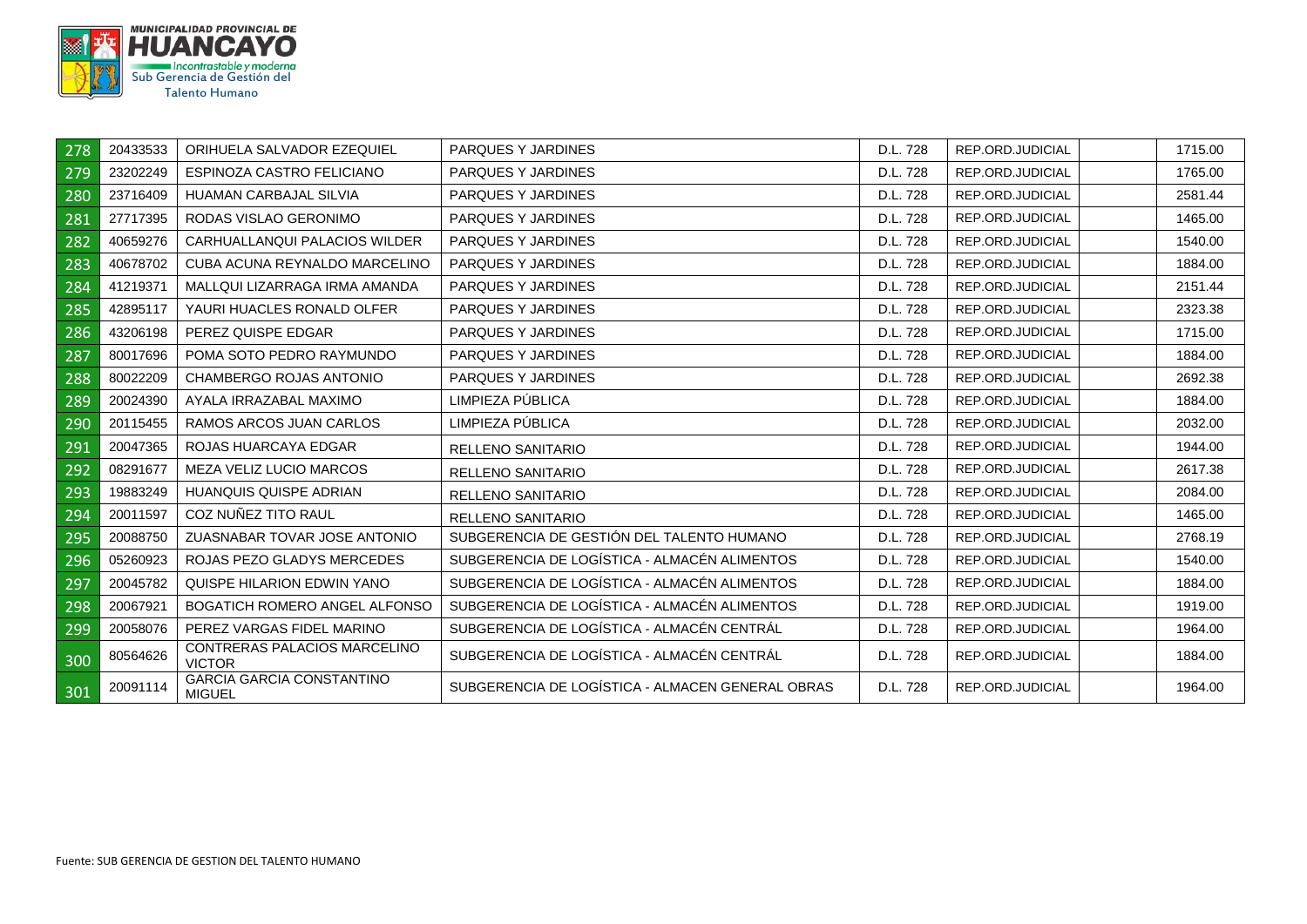| | | | | | | | |
|---|---|---|---|---|---|---|---|
| 278 | 20433533 | ORIHUELA SALVADOR EZEQUIEL | PARQUES Y JARDINES | D.L. 728 | REP.ORD.JUDICIAL | | 1715.00 |
| 279 | 23202249 | ESPINOZA CASTRO FELICIANO | PARQUES Y JARDINES | D.L. 728 | REP.ORD.JUDICIAL | | 1765.00 |
| 280 | 23716409 | HUAMAN CARBAJAL SILVIA | PARQUES Y JARDINES | D.L. 728 | REP.ORD.JUDICIAL | | 2581.44 |
| 281 | 27717395 | RODAS VISLAO GERONIMO | PARQUES Y JARDINES | D.L. 728 | REP.ORD.JUDICIAL | | 1465.00 |
| 282 | 40659276 | CARHUALLANQUI PALACIOS WILDER | PARQUES Y JARDINES | D.L. 728 | REP.ORD.JUDICIAL | | 1540.00 |
| 283 | 40678702 | CUBA ACUNA REYNALDO MARCELINO | PARQUES Y JARDINES | D.L. 728 | REP.ORD.JUDICIAL | | 1884.00 |
| 284 | 41219371 | MALLQUI LIZARRAGA IRMA AMANDA | PARQUES Y JARDINES | D.L. 728 | REP.ORD.JUDICIAL | | 2151.44 |
| 285 | 42895117 | YAURI HUACLES RONALD OLFER | PARQUES Y JARDINES | D.L. 728 | REP.ORD.JUDICIAL | | 2323.38 |
| 286 | 43206198 | PEREZ QUISPE EDGAR | PARQUES Y JARDINES | D.L. 728 | REP.ORD.JUDICIAL | | 1715.00 |
| 287 | 80017696 | POMA SOTO PEDRO RAYMUNDO | PARQUES Y JARDINES | D.L. 728 | REP.ORD.JUDICIAL | | 1884.00 |
| 288 | 80022209 | CHAMBERGO ROJAS ANTONIO | PARQUES Y JARDINES | D.L. 728 | REP.ORD.JUDICIAL | | 2692.38 |
| 289 | 20024390 | AYALA IRRAZABAL MAXIMO | LIMPIEZA PÚBLICA | D.L. 728 | REP.ORD.JUDICIAL | | 1884.00 |
| 290 | 20115455 | RAMOS ARCOS JUAN CARLOS | LIMPIEZA PÚBLICA | D.L. 728 | REP.ORD.JUDICIAL | | 2032.00 |
| 291 | 20047365 | ROJAS HUARCAYA EDGAR | RELLENO SANITARIO | D.L. 728 | REP.ORD.JUDICIAL | | 1944.00 |
| 292 | 08291677 | MEZA VELIZ LUCIO MARCOS | RELLENO SANITARIO | D.L. 728 | REP.ORD.JUDICIAL | | 2617.38 |
| 293 | 19883249 | HUANQUIS QUISPE ADRIAN | RELLENO SANITARIO | D.L. 728 | REP.ORD.JUDICIAL | | 2084.00 |
| 294 | 20011597 | COZ NUÑEZ TITO RAUL | RELLENO SANITARIO | D.L. 728 | REP.ORD.JUDICIAL | | 1465.00 |
| 295 | 20088750 | ZUASNABAR TOVAR JOSE ANTONIO | SUBGERENCIA DE GESTIÓN DEL TALENTO HUMANO | D.L. 728 | REP.ORD.JUDICIAL | | 2768.19 |
| 296 | 05260923 | ROJAS PEZO GLADYS MERCEDES | SUBGERENCIA DE LOGÍSTICA - ALMACÉN ALIMENTOS | D.L. 728 | REP.ORD.JUDICIAL | | 1540.00 |
| 297 | 20045782 | QUISPE HILARION EDWIN YANO | SUBGERENCIA DE LOGÍSTICA - ALMACÉN ALIMENTOS | D.L. 728 | REP.ORD.JUDICIAL | | 1884.00 |
| 298 | 20067921 | BOGATICH ROMERO ANGEL ALFONSO | SUBGERENCIA DE LOGÍSTICA - ALMACÉN ALIMENTOS | D.L. 728 | REP.ORD.JUDICIAL | | 1919.00 |
| 299 | 20058076 | PEREZ VARGAS FIDEL MARINO | SUBGERENCIA DE LOGÍSTICA - ALMACÉN CENTRÁL | D.L. 728 | REP.ORD.JUDICIAL | | 1964.00 |
| 300 | 80564626 | CONTRERAS PALACIOS MARCELINO VICTOR | SUBGERENCIA DE LOGÍSTICA - ALMACÉN CENTRÁL | D.L. 728 | REP.ORD.JUDICIAL | | 1884.00 |
| 301 | 20091114 | GARCIA GARCIA CONSTANTINO MIGUEL | SUBGERENCIA DE LOGÍSTICA - ALMACEN GENERAL OBRAS | D.L. 728 | REP.ORD.JUDICIAL | | 1964.00 |

Fuente: SUB GERENCIA DE GESTION DEL TALENTO HUMANO